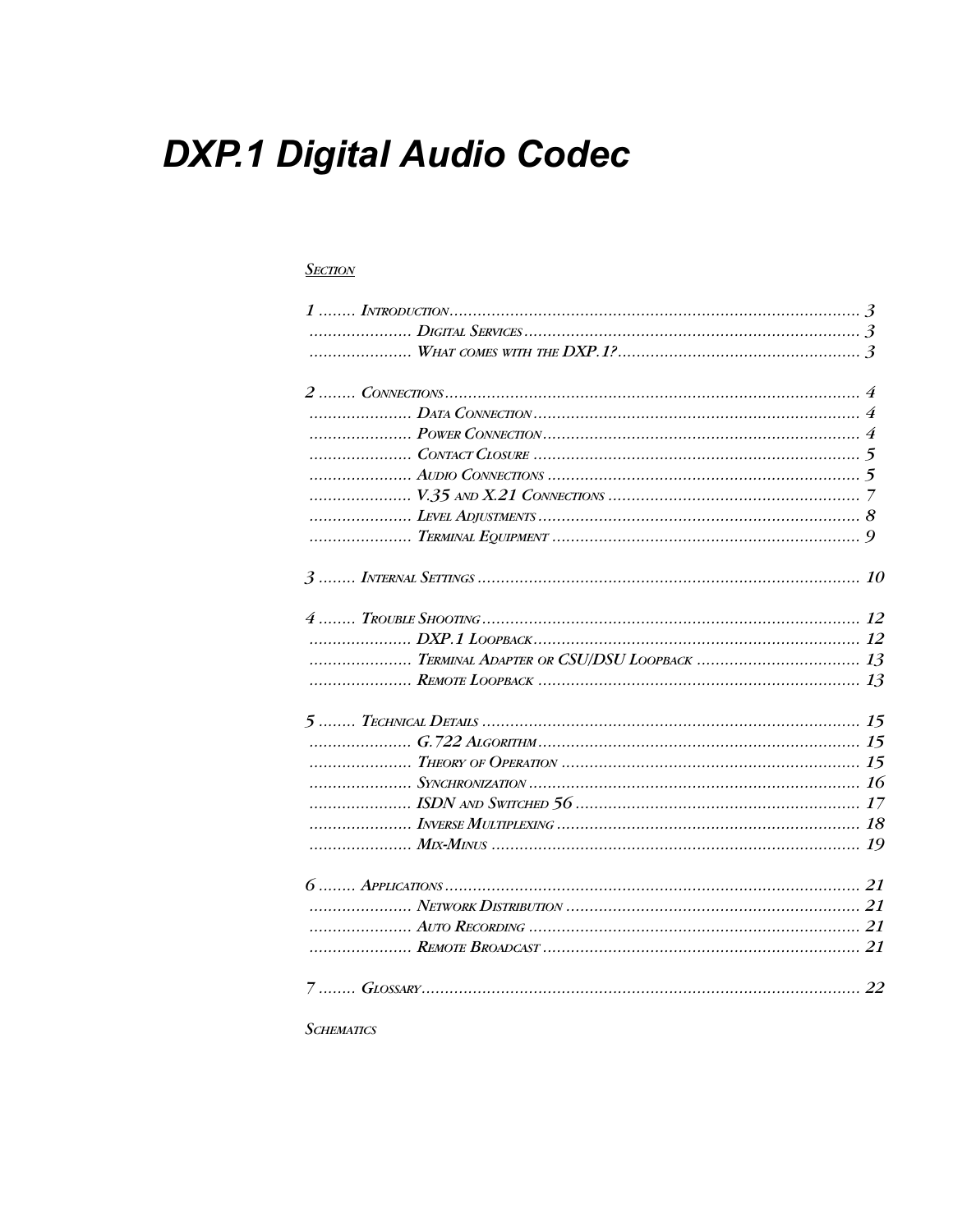# DXP.1 Digital Audio Codec

SECTION

1 ........ INTRODUCTION ........................................................................................ 3
...................... DIGITAL SERVICES ........................................................................ 3
...................... WHAT COMES WITH THE DXP.1? .................................................... 3

2 ........ CONNECTIONS ........................................................................................ 4
...................... DATA CONNECTION ...................................................................... 4
...................... POWER CONNECTION .................................................................... 4
...................... CONTACT CLOSURE ...................................................................... 5
...................... AUDIO CONNECTIONS ................................................................... 5
...................... V.35 AND X.21 CONNECTIONS ..................................................... 7
...................... LEVEL ADJUSTMENTS .................................................................... 8
...................... TERMINAL EQUIPMENT .................................................................. 9

3 ........ INTERNAL SETTINGS .................................................................................. 10

4 ........ TROUBLE SHOOTING .................................................................................. 12
...................... DXP.1 LOOPBACK ....................................................................... 12
...................... TERMINAL ADAPTER OR CSU/DSU LOOPBACK .................................. 13
...................... REMOTE LOOPBACK ..................................................................... 13

5 ........ TECHNICAL DETAILS .................................................................................. 15
...................... G.722 ALGORITHM ...................................................................... 15
...................... THEORY OF OPERATION ................................................................ 15
...................... SYNCHRONIZATION ...................................................................... 16
...................... ISDN AND SWITCHED 56 ............................................................. 17
...................... INVERSE MULTIPLEXING ................................................................. 18
...................... MIX-MINUS ................................................................................ 19

6 ........ APPLICATIONS ........................................................................................ 21
...................... NETWORK DISTRIBUTION ............................................................... 21
...................... AUTO RECORDING ....................................................................... 21
...................... REMOTE BROADCAST .................................................................... 21

7 ........ GLOSSARY .............................................................................................. 22

SCHEMATICS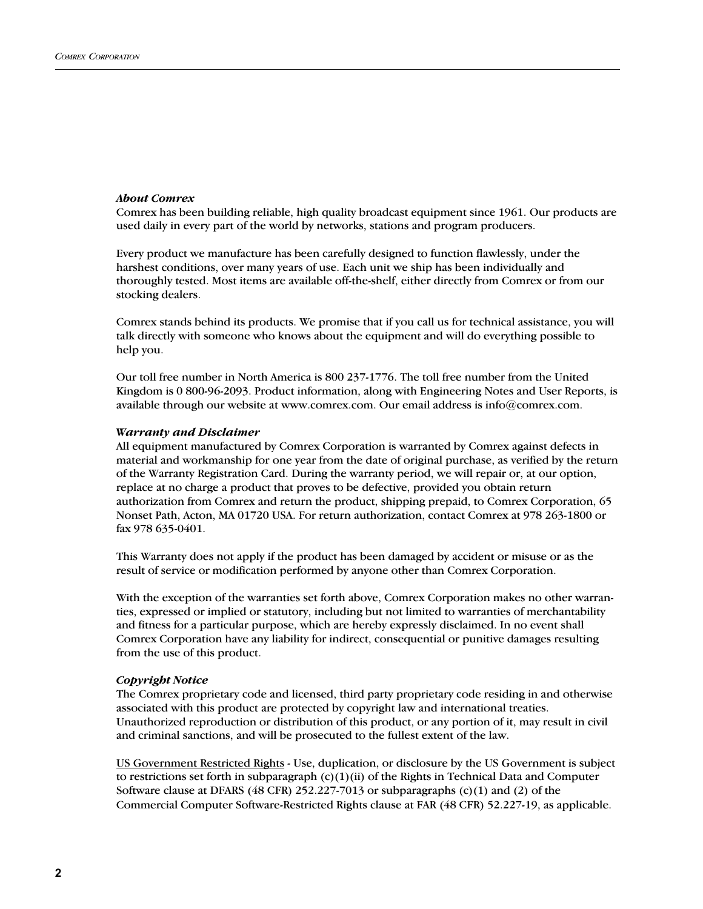### *About Comrex*

Comrex has been building reliable, high quality broadcast equipment since 1961. Our products are used daily in every part of the world by networks, stations and program producers.

Every product we manufacture has been carefully designed to function flawlessly, under the harshest conditions, over many years of use. Each unit we ship has been individually and thoroughly tested. Most items are available off-the-shelf, either directly from Comrex or from our stocking dealers.

Comrex stands behind its products. We promise that if you call us for technical assistance, you will talk directly with someone who knows about the equipment and will do everything possible to help you.

Our toll free number in North America is 800 237-1776. The toll free number from the United Kingdom is 0 800-96-2093. Product information, along with Engineering Notes and User Reports, is available through our website at www.comrex.com. Our email address is info@comrex.com.

### *Warranty and Disclaimer*

All equipment manufactured by Comrex Corporation is warranted by Comrex against defects in material and workmanship for one year from the date of original purchase, as verified by the return of the Warranty Registration Card. During the warranty period, we will repair or, at our option, replace at no charge a product that proves to be defective, provided you obtain return authorization from Comrex and return the product, shipping prepaid, to Comrex Corporation, 65 Nonset Path, Acton, MA 01720 USA. For return authorization, contact Comrex at 978 263-1800 or fax 978 635-0401.

This Warranty does not apply if the product has been damaged by accident or misuse or as the result of service or modification performed by anyone other than Comrex Corporation.

With the exception of the warranties set forth above, Comrex Corporation makes no other warranties, expressed or implied or statutory, including but not limited to warranties of merchantability and fitness for a particular purpose, which are hereby expressly disclaimed. In no event shall Comrex Corporation have any liability for indirect, consequential or punitive damages resulting from the use of this product.

### *Copyright Notice*

The Comrex proprietary code and licensed, third party proprietary code residing in and otherwise associated with this product are protected by copyright law and international treaties. Unauthorized reproduction or distribution of this product, or any portion of it, may result in civil and criminal sanctions, and will be prosecuted to the fullest extent of the law.

<u>US Government Restricted Rights</u> - Use, duplication, or disclosure by the US Government is subject to restrictions set forth in subparagraph (c)(1)(ii) of the Rights in Technical Data and Computer Software clause at DFARS (48 CFR) 252.227-7013 or subparagraphs (c)(1) and (2) of the Commercial Computer Software-Restricted Rights clause at FAR (48 CFR) 52.227-19, as applicable.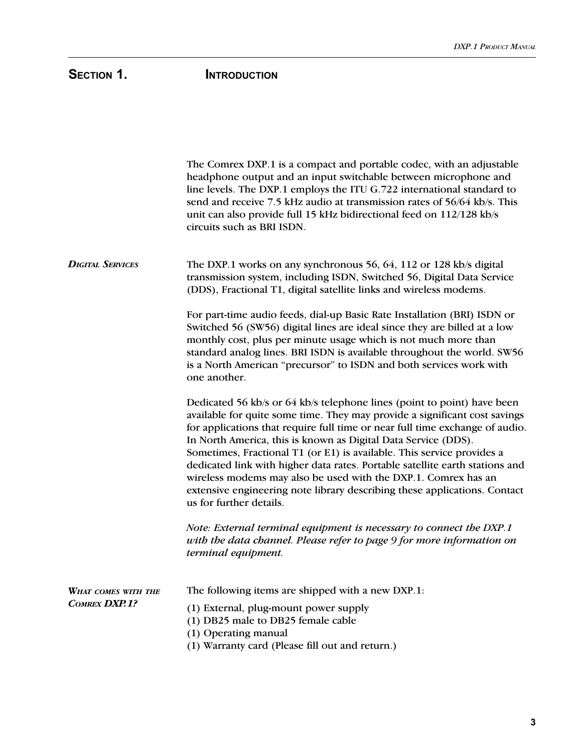# Section 1. Introduction

The Comrex DXP.1 is a compact and portable codec, with an adjustable headphone output and an input switchable between microphone and line levels. The DXP.1 employs the ITU G.722 international standard to send and receive 7.5 kHz audio at transmission rates of 56/64 kb/s. This unit can also provide full 15 kHz bidirectional feed on 112/128 kb/s circuits such as BRI ISDN.

### *Digital Services*

The DXP.1 works on any synchronous 56, 64, 112 or 128 kb/s digital transmission system, including ISDN, Switched 56, Digital Data Service (DDS), Fractional T1, digital satellite links and wireless modems.

For part-time audio feeds, dial-up Basic Rate Installation (BRI) ISDN or Switched 56 (SW56) digital lines are ideal since they are billed at a low monthly cost, plus per minute usage which is not much more than standard analog lines. BRI ISDN is available throughout the world. SW56 is a North American "precursor" to ISDN and both services work with one another.

Dedicated 56 kb/s or 64 kb/s telephone lines (point to point) have been available for quite some time. They may provide a significant cost savings for applications that require full time or near full time exchange of audio. In North America, this is known as Digital Data Service (DDS). Sometimes, Fractional T1 (or E1) is available. This service provides a dedicated link with higher data rates. Portable satellite earth stations and wireless modems may also be used with the DXP.1. Comrex has an extensive engineering note library describing these applications. Contact us for further details.

*Note: External terminal equipment is necessary to connect the DXP.1 with the data channel. Please refer to page 9 for more information on terminal equipment.*

### *What comes with the Comrex DXP.1?*

The following items are shipped with a new DXP.1:

(1) External, plug-mount power supply
(1) DB25 male to DB25 female cable
(1) Operating manual
(1) Warranty card (Please fill out and return.)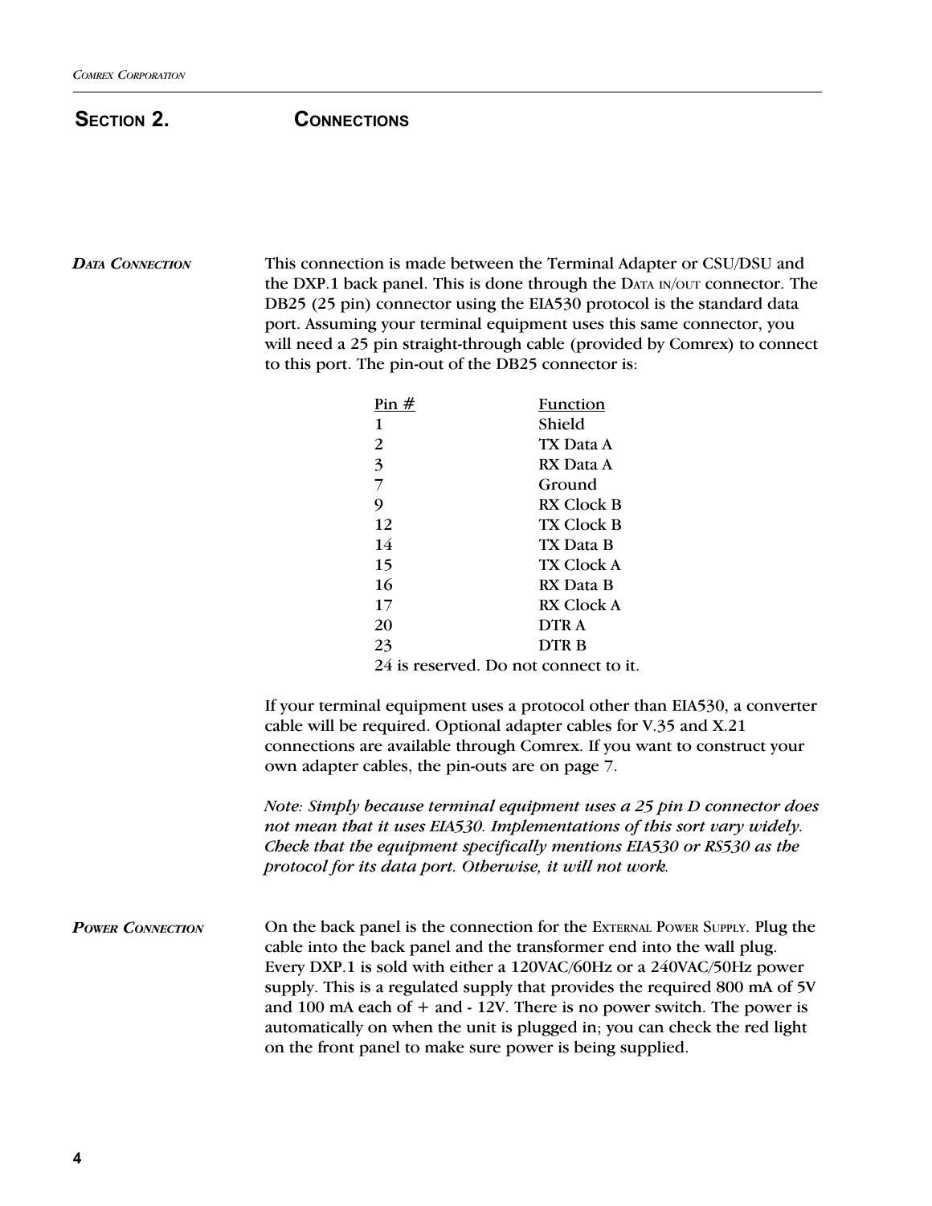## SECTION 2. CONNECTIONS

### DATA CONNECTION

This connection is made between the Terminal Adapter or CSU/DSU and the DXP.1 back panel. This is done through the DATA IN/OUT connector. The DB25 (25 pin) connector using the EIA530 protocol is the standard data port. Assuming your terminal equipment uses this same connector, you will need a 25 pin straight-through cable (provided by Comrex) to connect to this port. The pin-out of the DB25 connector is:

| Pin # | Function |
|---|---|
| 1 | Shield |
| 2 | TX Data A |
| 3 | RX Data A |
| 7 | Ground |
| 9 | RX Clock B |
| 12 | TX Clock B |
| 14 | TX Data B |
| 15 | TX Clock A |
| 16 | RX Data B |
| 17 | RX Clock A |
| 20 | DTR A |
| 23 | DTR B |

24 is reserved. Do not connect to it.

If your terminal equipment uses a protocol other than EIA530, a converter cable will be required. Optional adapter cables for V.35 and X.21 connections are available through Comrex. If you want to construct your own adapter cables, the pin-outs are on page 7.

*Note: Simply because terminal equipment uses a 25 pin D connector does not mean that it uses EIA530. Implementations of this sort vary widely. Check that the equipment specifically mentions EIA530 or RS530 as the protocol for its data port. Otherwise, it will not work.*

### POWER CONNECTION

On the back panel is the connection for the EXTERNAL POWER SUPPLY. Plug the cable into the back panel and the transformer end into the wall plug. Every DXP.1 is sold with either a 120VAC/60Hz or a 240VAC/50Hz power supply. This is a regulated supply that provides the required 800 mA of 5V and 100 mA each of + and - 12V. There is no power switch. The power is automatically on when the unit is plugged in; you can check the red light on the front panel to make sure power is being supplied.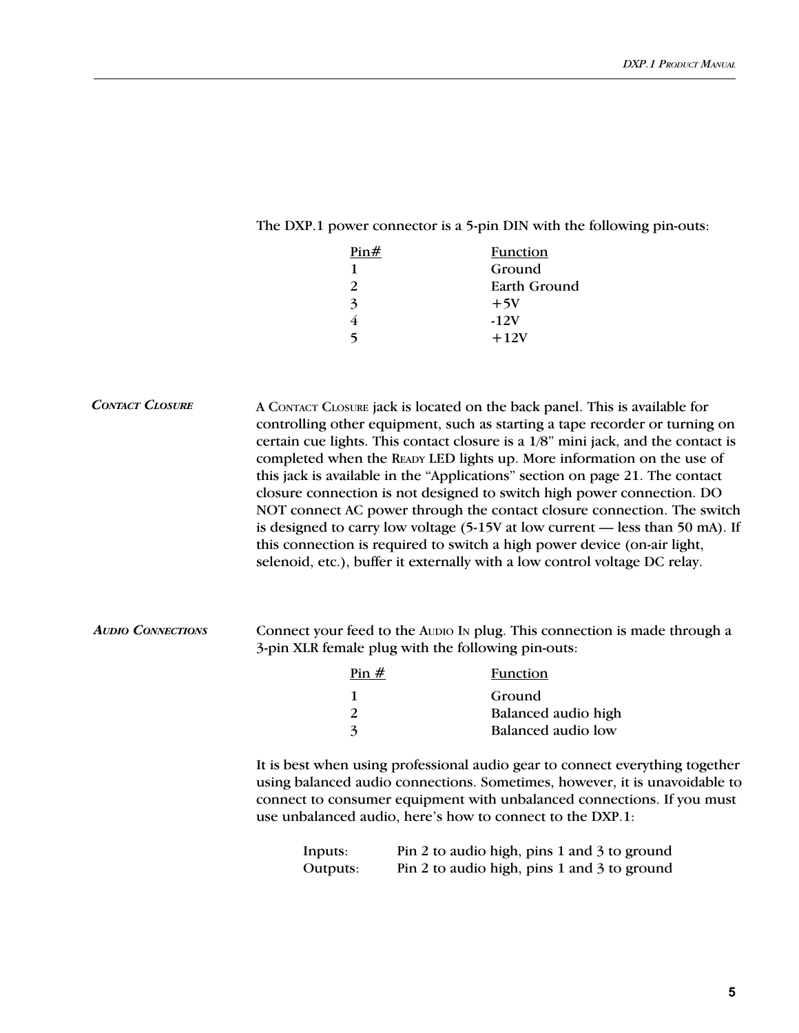The DXP.1 power connector is a 5-pin DIN with the following pin-outs:

| Pin# | Function |
|---|---|
| 1 | Ground |
| 2 | Earth Ground |
| 3 | +5V |
| 4 | -12V |
| 5 | +12V |

### *Contact Closure*

A Contact Closure jack is located on the back panel. This is available for controlling other equipment, such as starting a tape recorder or turning on certain cue lights. This contact closure is a 1/8" mini jack, and the contact is completed when the Ready LED lights up. More information on the use of this jack is available in the "Applications" section on page 21. The contact closure connection is not designed to switch high power connection. DO NOT connect AC power through the contact closure connection. The switch is designed to carry low voltage (5-15V at low current — less than 50 mA). If this connection is required to switch a high power device (on-air light, selenoid, etc.), buffer it externally with a low control voltage DC relay.

### *Audio Connections*

Connect your feed to the Audio In plug. This connection is made through a 3-pin XLR female plug with the following pin-outs:

| Pin # | Function |
|---|---|
| 1 | Ground |
| 2 | Balanced audio high |
| 3 | Balanced audio low |

It is best when using professional audio gear to connect everything together using balanced audio connections. Sometimes, however, it is unavoidable to connect to consumer equipment with unbalanced connections. If you must use unbalanced audio, here's how to connect to the DXP.1:

| | |
|---|---|
| Inputs: | Pin 2 to audio high, pins 1 and 3 to ground |
| Outputs: | Pin 2 to audio high, pins 1 and 3 to ground |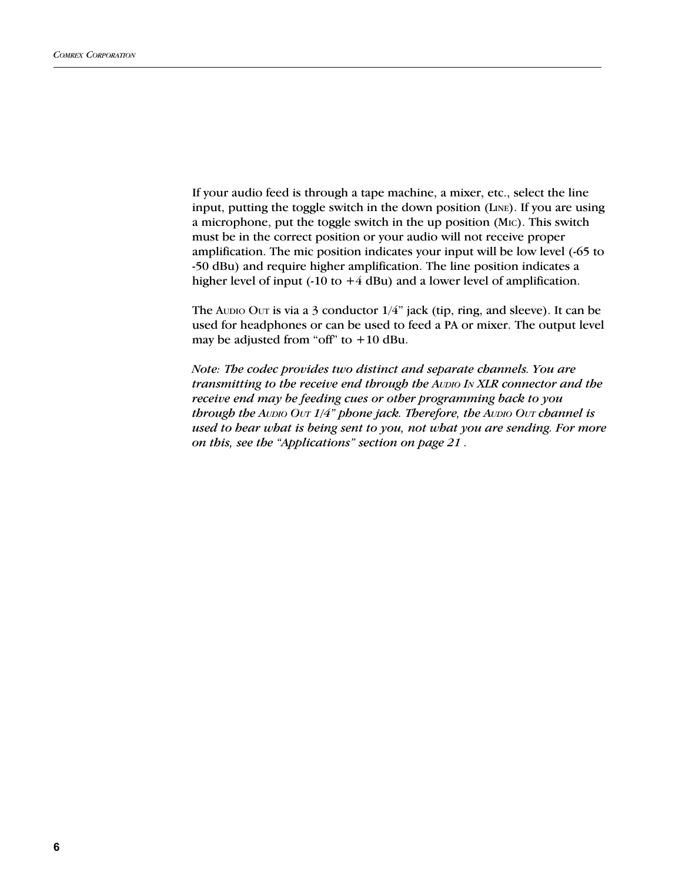If your audio feed is through a tape machine, a mixer, etc., select the line input, putting the toggle switch in the down position (LINE). If you are using a microphone, put the toggle switch in the up position (MIC). This switch must be in the correct position or your audio will not receive proper amplification. The mic position indicates your input will be low level (-65 to -50 dBu) and require higher amplification. The line position indicates a higher level of input (-10 to +4 dBu) and a lower level of amplification.

The AUDIO OUT is via a 3 conductor 1/4" jack (tip, ring, and sleeve). It can be used for headphones or can be used to feed a PA or mixer. The output level may be adjusted from "off" to +10 dBu.

*Note: The codec provides two distinct and separate channels. You are transmitting to the receive end through the AUDIO IN XLR connector and the receive end may be feeding cues or other programming back to you through the AUDIO OUT 1/4" phone jack. Therefore, the AUDIO OUT channel is used to hear what is being sent to you, not what you are sending. For more on this, see the "Applications" section on page 21 .*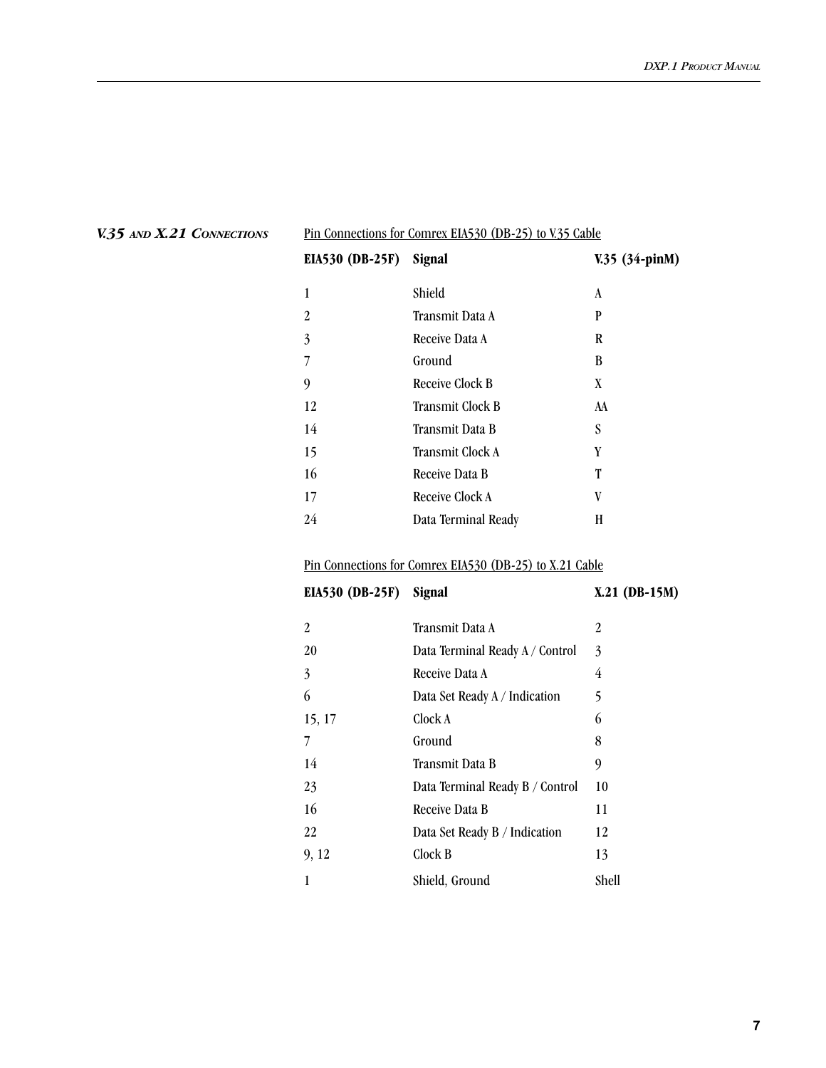## V.35 and X.21 Connections

Pin Connections for Comrex EIA530 (DB-25) to V.35 Cable

| EIA530 (DB-25F) | Signal | V.35 (34-pinM) |
|---|---|---|
| 1 | Shield | A |
| 2 | Transmit Data A | P |
| 3 | Receive Data A | R |
| 7 | Ground | B |
| 9 | Receive Clock B | X |
| 12 | Transmit Clock B | AA |
| 14 | Transmit Data B | S |
| 15 | Transmit Clock A | Y |
| 16 | Receive Data B | T |
| 17 | Receive Clock A | V |
| 24 | Data Terminal Ready | H |

Pin Connections for Comrex EIA530 (DB-25) to X.21 Cable

| EIA530 (DB-25F) | Signal | X.21 (DB-15M) |
|---|---|---|
| 2 | Transmit Data A | 2 |
| 20 | Data Terminal Ready A / Control | 3 |
| 3 | Receive Data A | 4 |
| 6 | Data Set Ready A / Indication | 5 |
| 15, 17 | Clock A | 6 |
| 7 | Ground | 8 |
| 14 | Transmit Data B | 9 |
| 23 | Data Terminal Ready B / Control | 10 |
| 16 | Receive Data B | 11 |
| 22 | Data Set Ready B / Indication | 12 |
| 9, 12 | Clock B | 13 |
| 1 | Shield, Ground | Shell |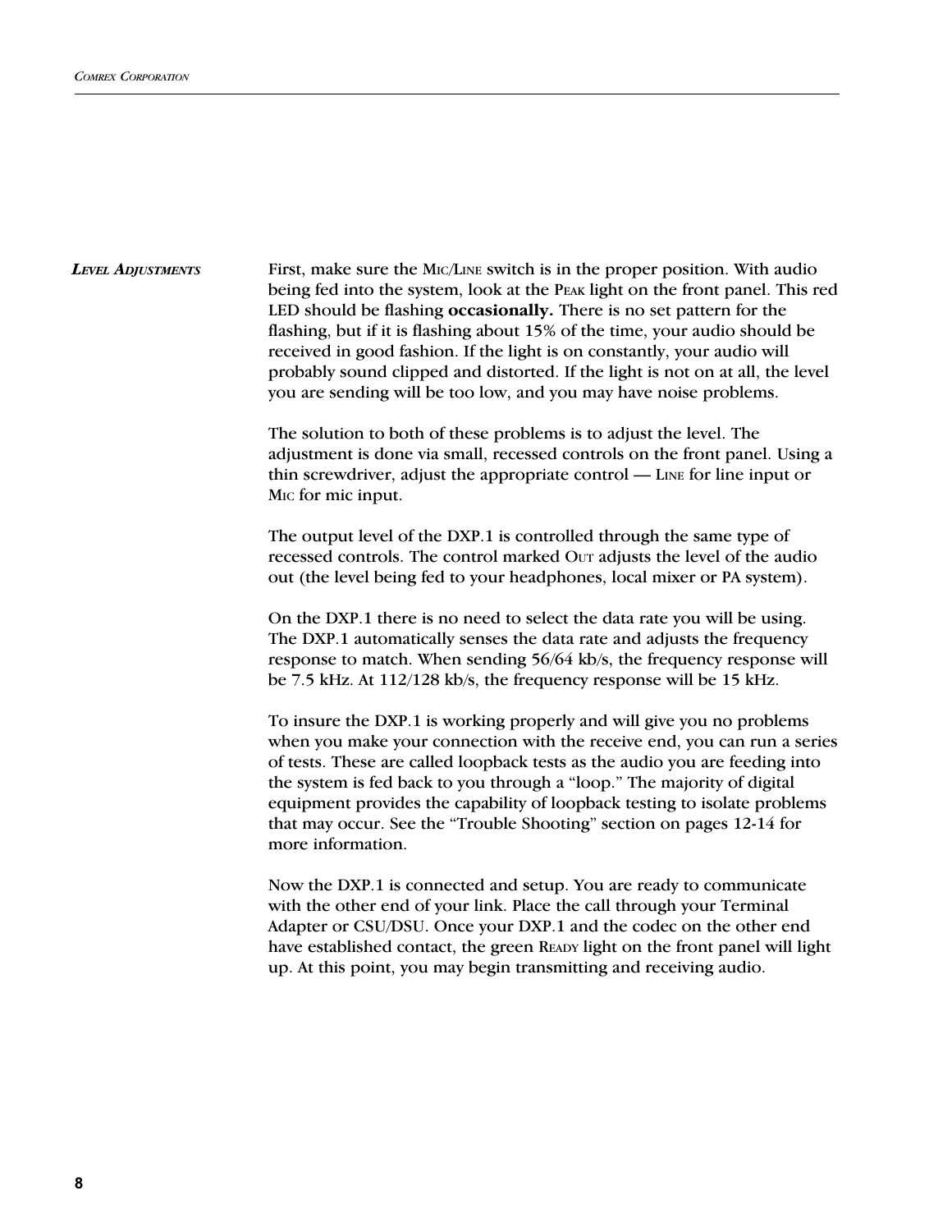### *Level Adjustments*

First, make sure the MIC/LINE switch is in the proper position. With audio being fed into the system, look at the PEAK light on the front panel. This red LED should be flashing **occasionally.** There is no set pattern for the flashing, but if it is flashing about 15% of the time, your audio should be received in good fashion. If the light is on constantly, your audio will probably sound clipped and distorted. If the light is not on at all, the level you are sending will be too low, and you may have noise problems.

The solution to both of these problems is to adjust the level. The adjustment is done via small, recessed controls on the front panel. Using a thin screwdriver, adjust the appropriate control — LINE for line input or MIC for mic input.

The output level of the DXP.1 is controlled through the same type of recessed controls. The control marked OUT adjusts the level of the audio out (the level being fed to your headphones, local mixer or PA system).

On the DXP.1 there is no need to select the data rate you will be using. The DXP.1 automatically senses the data rate and adjusts the frequency response to match. When sending 56/64 kb/s, the frequency response will be 7.5 kHz. At 112/128 kb/s, the frequency response will be 15 kHz.

To insure the DXP.1 is working properly and will give you no problems when you make your connection with the receive end, you can run a series of tests. These are called loopback tests as the audio you are feeding into the system is fed back to you through a "loop." The majority of digital equipment provides the capability of loopback testing to isolate problems that may occur. See the "Trouble Shooting" section on pages 12-14 for more information.

Now the DXP.1 is connected and setup. You are ready to communicate with the other end of your link. Place the call through your Terminal Adapter or CSU/DSU. Once your DXP.1 and the codec on the other end have established contact, the green READY light on the front panel will light up. At this point, you may begin transmitting and receiving audio.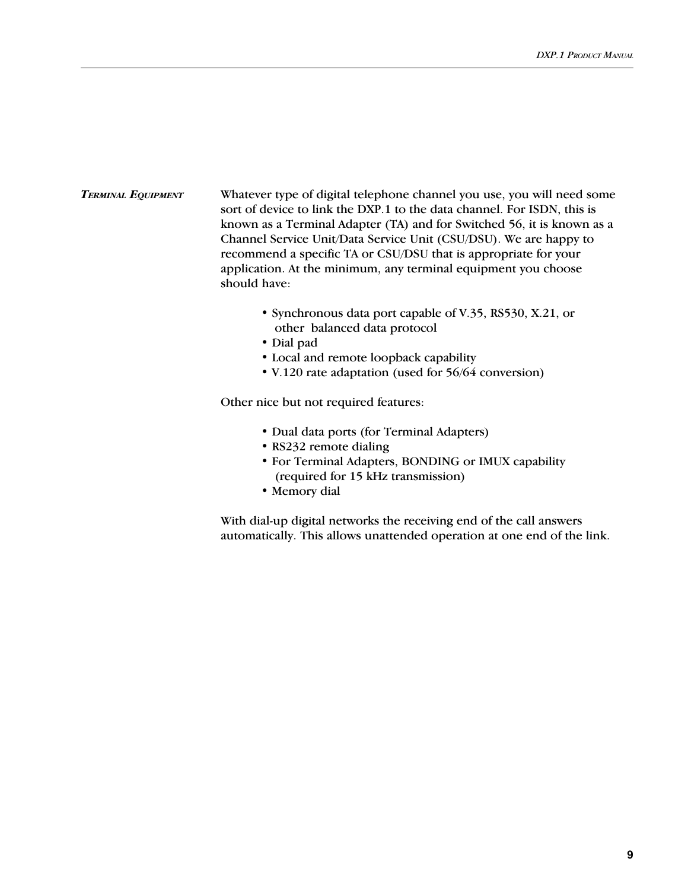## *Terminal Equipment*

Whatever type of digital telephone channel you use, you will need some sort of device to link the DXP.1 to the data channel. For ISDN, this is known as a Terminal Adapter (TA) and for Switched 56, it is known as a Channel Service Unit/Data Service Unit (CSU/DSU). We are happy to recommend a specific TA or CSU/DSU that is appropriate for your application. At the minimum, any terminal equipment you choose should have:

- Synchronous data port capable of V.35, RS530, X.21, or other balanced data protocol
- Dial pad
- Local and remote loopback capability
- V.120 rate adaptation (used for 56/64 conversion)

Other nice but not required features:

- Dual data ports (for Terminal Adapters)
- RS232 remote dialing
- For Terminal Adapters, BONDING or IMUX capability (required for 15 kHz transmission)
- Memory dial

With dial-up digital networks the receiving end of the call answers automatically. This allows unattended operation at one end of the link.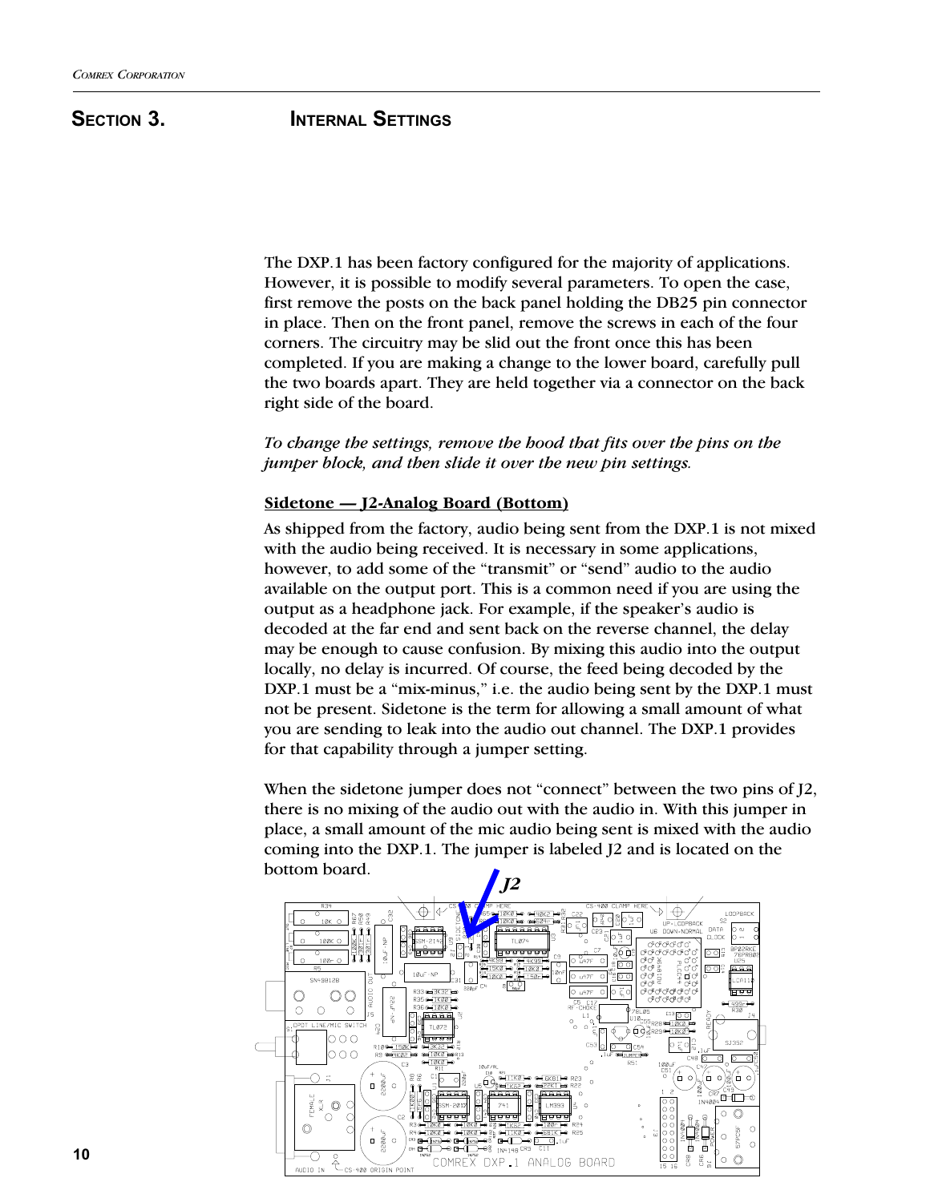# Section 3. Internal Settings

The DXP.1 has been factory configured for the majority of applications. However, it is possible to modify several parameters. To open the case, first remove the posts on the back panel holding the DB25 pin connector in place. Then on the front panel, remove the screws in each of the four corners. The circuitry may be slid out the front once this has been completed. If you are making a change to the lower board, carefully pull the two boards apart. They are held together via a connector on the back right side of the board.

*To change the settings, remove the hood that fits over the pins on the jumper block, and then slide it over the new pin settings.*

**Sidetone — J2-Analog Board (Bottom)**

As shipped from the factory, audio being sent from the DXP.1 is not mixed with the audio being received. It is necessary in some applications, however, to add some of the "transmit" or "send" audio to the audio available on the output port. This is a common need if you are using the output as a headphone jack. For example, if the speaker's audio is decoded at the far end and sent back on the reverse channel, the delay may be enough to cause confusion. By mixing this audio into the output locally, no delay is incurred. Of course, the feed being decoded by the DXP.1 must be a "mix-minus," i.e. the audio being sent by the DXP.1 must not be present. Sidetone is the term for allowing a small amount of what you are sending to leak into the audio out channel. The DXP.1 provides for that capability through a jumper setting.

When the sidetone jumper does not "connect" between the two pins of J2, there is no mixing of the audio out with the audio in. With this jumper in place, a small amount of the mic audio being sent is mixed with the audio coming into the DXP.1. The jumper is labeled J2 and is located on the bottom board.

*J2*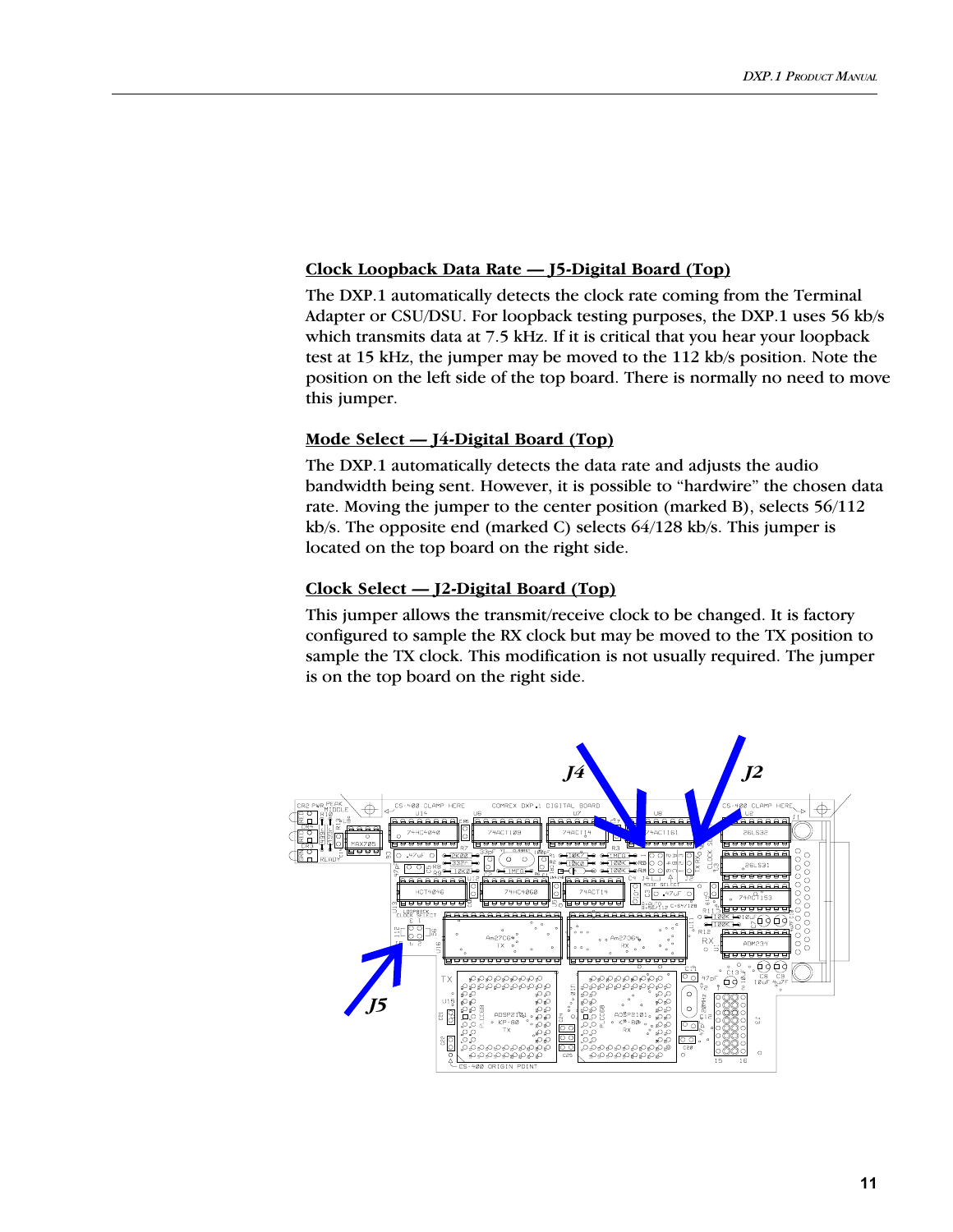### Clock Loopback Data Rate — J5-Digital Board (Top)

The DXP.1 automatically detects the clock rate coming from the Terminal Adapter or CSU/DSU. For loopback testing purposes, the DXP.1 uses 56 kb/s which transmits data at 7.5 kHz. If it is critical that you hear your loopback test at 15 kHz, the jumper may be moved to the 112 kb/s position. Note the position on the left side of the top board. There is normally no need to move this jumper.

### Mode Select — J4-Digital Board (Top)

The DXP.1 automatically detects the data rate and adjusts the audio bandwidth being sent. However, it is possible to “hardwire” the chosen data rate. Moving the jumper to the center position (marked B), selects 56/112 kb/s. The opposite end (marked C) selects 64/128 kb/s. This jumper is located on the top board on the right side.

### Clock Select — J2-Digital Board (Top)

This jumper allows the transmit/receive clock to be changed. It is factory configured to sample the RX clock but may be moved to the TX position to sample the TX clock. This modification is not usually required. The jumper is on the top board on the right side.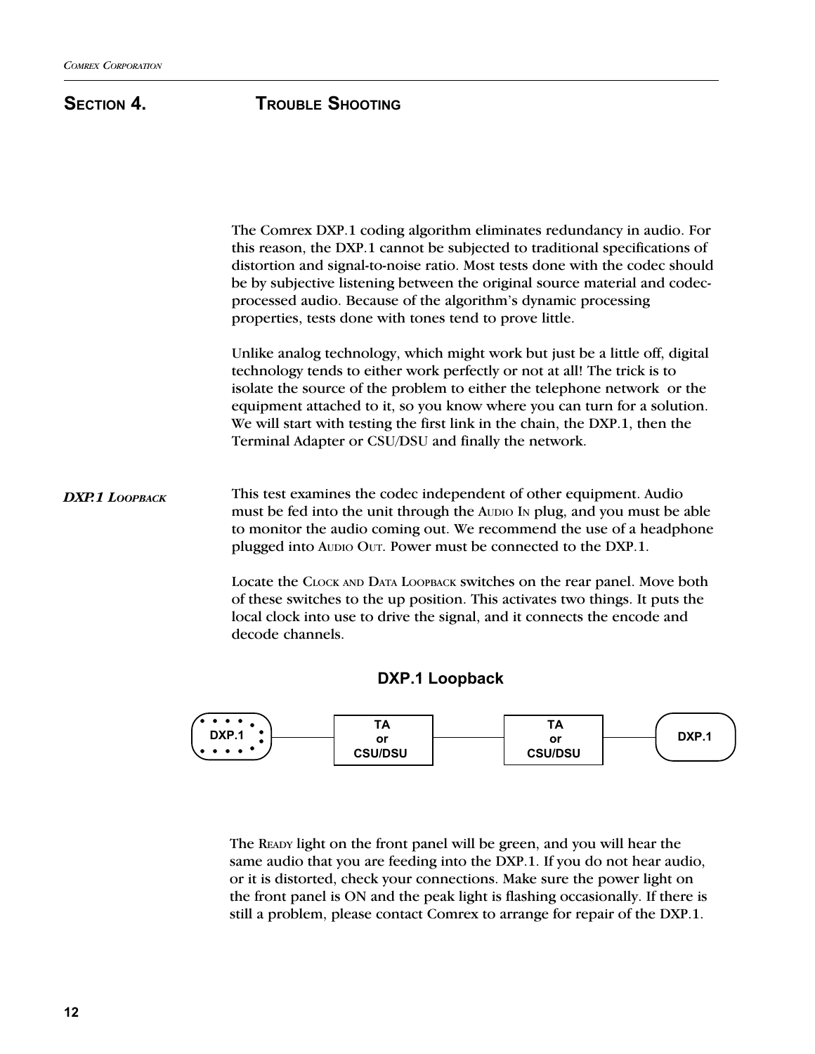# SECTION 4. TROUBLE SHOOTING

The Comrex DXP.1 coding algorithm eliminates redundancy in audio. For this reason, the DXP.1 cannot be subjected to traditional specifications of distortion and signal-to-noise ratio. Most tests done with the codec should be by subjective listening between the original source material and codec-processed audio. Because of the algorithm's dynamic processing properties, tests done with tones tend to prove little.

Unlike analog technology, which might work but just be a little off, digital technology tends to either work perfectly or not at all! The trick is to isolate the source of the problem to either the telephone network or the equipment attached to it, so you know where you can turn for a solution. We will start with testing the first link in the chain, the DXP.1, then the Terminal Adapter or CSU/DSU and finally the network.

## *DXP.1 LOOPBACK*

This test examines the codec independent of other equipment. Audio must be fed into the unit through the AUDIO IN plug, and you must be able to monitor the audio coming out. We recommend the use of a headphone plugged into AUDIO OUT. Power must be connected to the DXP.1.

Locate the CLOCK AND DATA LOOPBACK switches on the rear panel. Move both of these switches to the up position. This activates two things. It puts the local clock into use to drive the signal, and it connects the encode and decode channels.

**DXP.1 Loopback**

DXP.1 — TA or CSU/DSU — TA or CSU/DSU — DXP.1

The READY light on the front panel will be green, and you will hear the same audio that you are feeding into the DXP.1. If you do not hear audio, or it is distorted, check your connections. Make sure the power light on the front panel is ON and the peak light is flashing occasionally. If there is still a problem, please contact Comrex to arrange for repair of the DXP.1.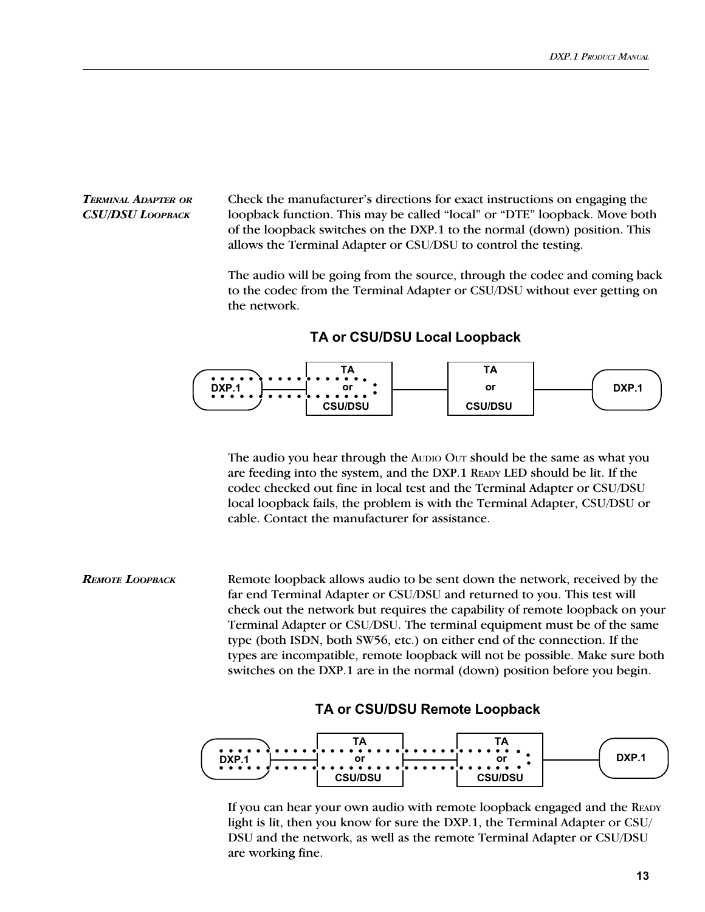***Terminal Adapter or CSU/DSU Loopback***

Check the manufacturer's directions for exact instructions on engaging the loopback function. This may be called "local" or "DTE" loopback. Move both of the loopback switches on the DXP.1 to the normal (down) position. This allows the Terminal Adapter or CSU/DSU to control the testing.

The audio will be going from the source, through the codec and coming back to the codec from the Terminal Adapter or CSU/DSU without ever getting on the network.

**TA or CSU/DSU Local Loopback**

DXP.1 — TA or CSU/DSU — TA or CSU/DSU — DXP.1

The audio you hear through the Audio Out should be the same as what you are feeding into the system, and the DXP.1 Ready LED should be lit. If the codec checked out fine in local test and the Terminal Adapter or CSU/DSU local loopback fails, the problem is with the Terminal Adapter, CSU/DSU or cable. Contact the manufacturer for assistance.

***Remote Loopback***

Remote loopback allows audio to be sent down the network, received by the far end Terminal Adapter or CSU/DSU and returned to you. This test will check out the network but requires the capability of remote loopback on your Terminal Adapter or CSU/DSU. The terminal equipment must be of the same type (both ISDN, both SW56, etc.) on either end of the connection. If the types are incompatible, remote loopback will not be possible. Make sure both switches on the DXP.1 are in the normal (down) position before you begin.

**TA or CSU/DSU Remote Loopback**

DXP.1 — TA or CSU/DSU — TA or CSU/DSU — DXP.1

If you can hear your own audio with remote loopback engaged and the Ready light is lit, then you know for sure the DXP.1, the Terminal Adapter or CSU/DSU and the network, as well as the remote Terminal Adapter or CSU/DSU are working fine.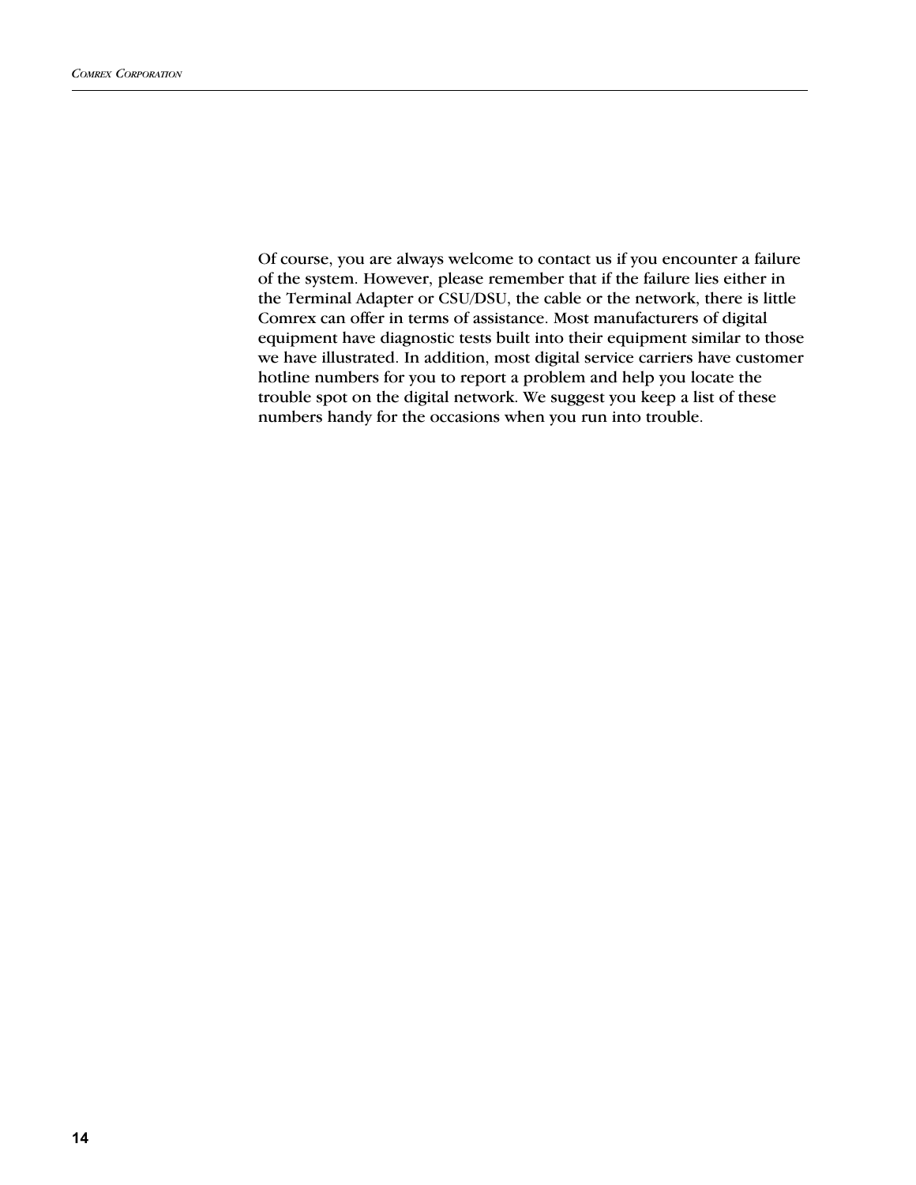Of course, you are always welcome to contact us if you encounter a failure of the system. However, please remember that if the failure lies either in the Terminal Adapter or CSU/DSU, the cable or the network, there is little Comrex can offer in terms of assistance. Most manufacturers of digital equipment have diagnostic tests built into their equipment similar to those we have illustrated. In addition, most digital service carriers have customer hotline numbers for you to report a problem and help you locate the trouble spot on the digital network. We suggest you keep a list of these numbers handy for the occasions when you run into trouble.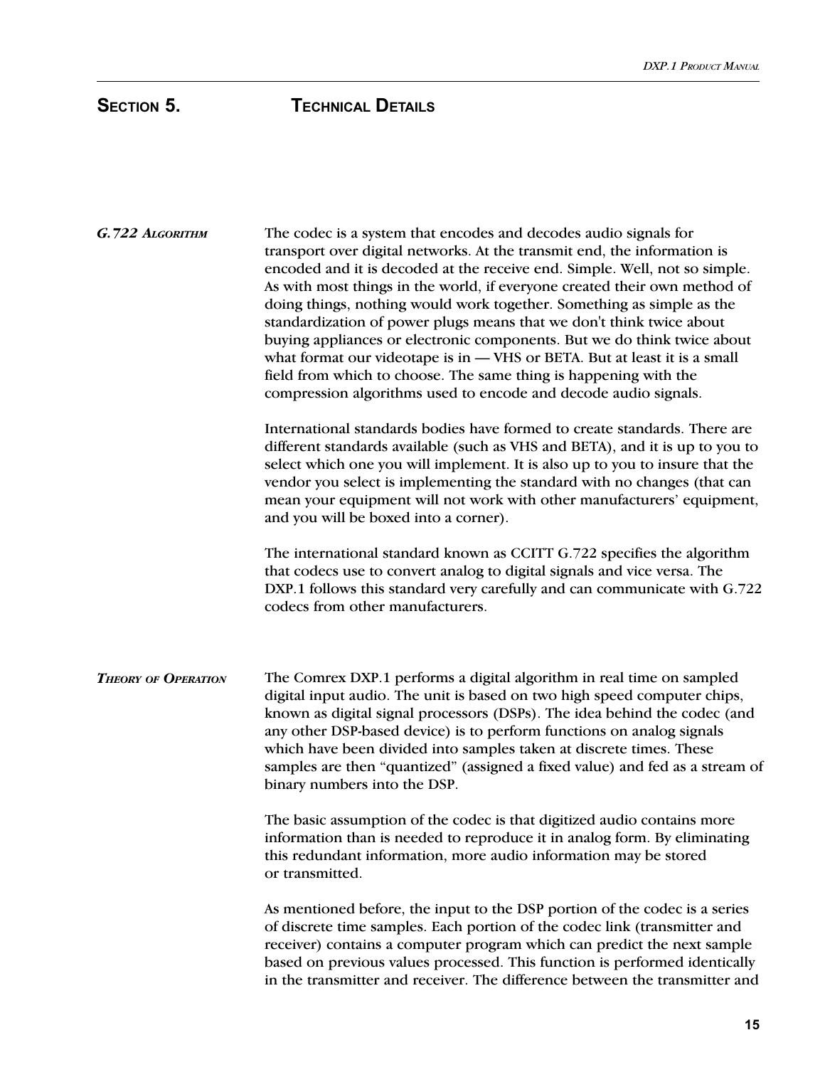# Section 5. Technical Details

### G.722 Algorithm

The codec is a system that encodes and decodes audio signals for transport over digital networks. At the transmit end, the information is encoded and it is decoded at the receive end. Simple. Well, not so simple. As with most things in the world, if everyone created their own method of doing things, nothing would work together. Something as simple as the standardization of power plugs means that we don't think twice about buying appliances or electronic components. But we do think twice about what format our videotape is in — VHS or BETA. But at least it is a small field from which to choose. The same thing is happening with the compression algorithms used to encode and decode audio signals.

International standards bodies have formed to create standards. There are different standards available (such as VHS and BETA), and it is up to you to select which one you will implement. It is also up to you to insure that the vendor you select is implementing the standard with no changes (that can mean your equipment will not work with other manufacturers' equipment, and you will be boxed into a corner).

The international standard known as CCITT G.722 specifies the algorithm that codecs use to convert analog to digital signals and vice versa. The DXP.1 follows this standard very carefully and can communicate with G.722 codecs from other manufacturers.

### Theory of Operation

The Comrex DXP.1 performs a digital algorithm in real time on sampled digital input audio. The unit is based on two high speed computer chips, known as digital signal processors (DSPs). The idea behind the codec (and any other DSP-based device) is to perform functions on analog signals which have been divided into samples taken at discrete times. These samples are then "quantized" (assigned a fixed value) and fed as a stream of binary numbers into the DSP.

The basic assumption of the codec is that digitized audio contains more information than is needed to reproduce it in analog form. By eliminating this redundant information, more audio information may be stored or transmitted.

As mentioned before, the input to the DSP portion of the codec is a series of discrete time samples. Each portion of the codec link (transmitter and receiver) contains a computer program which can predict the next sample based on previous values processed. This function is performed identically in the transmitter and receiver. The difference between the transmitter and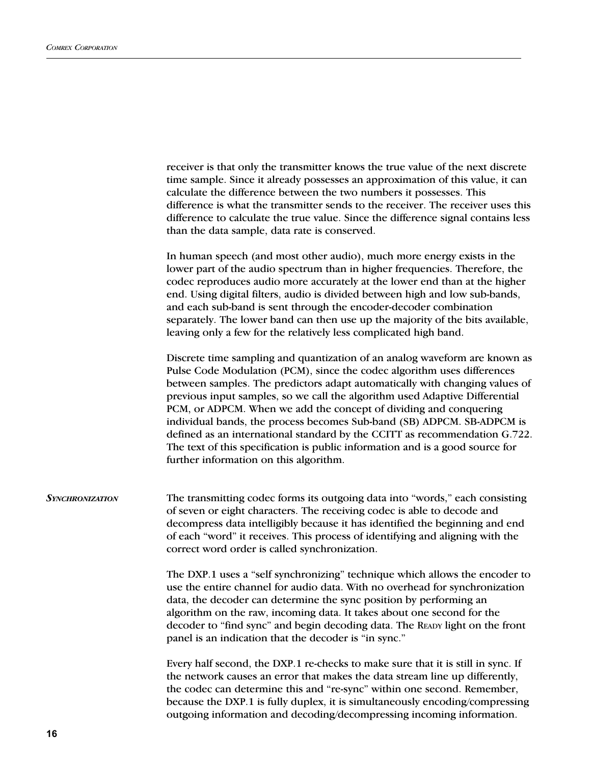receiver is that only the transmitter knows the true value of the next discrete time sample. Since it already possesses an approximation of this value, it can calculate the difference between the two numbers it possesses. This difference is what the transmitter sends to the receiver. The receiver uses this difference to calculate the true value. Since the difference signal contains less than the data sample, data rate is conserved.

In human speech (and most other audio), much more energy exists in the lower part of the audio spectrum than in higher frequencies. Therefore, the codec reproduces audio more accurately at the lower end than at the higher end. Using digital filters, audio is divided between high and low sub-bands, and each sub-band is sent through the encoder-decoder combination separately. The lower band can then use up the majority of the bits available, leaving only a few for the relatively less complicated high band.

Discrete time sampling and quantization of an analog waveform are known as Pulse Code Modulation (PCM), since the codec algorithm uses differences between samples. The predictors adapt automatically with changing values of previous input samples, so we call the algorithm used Adaptive Differential PCM, or ADPCM. When we add the concept of dividing and conquering individual bands, the process becomes Sub-band (SB) ADPCM. SB-ADPCM is defined as an international standard by the CCITT as recommendation G.722. The text of this specification is public information and is a good source for further information on this algorithm.

## *Synchronization*

The transmitting codec forms its outgoing data into "words," each consisting of seven or eight characters. The receiving codec is able to decode and decompress data intelligibly because it has identified the beginning and end of each "word" it receives. This process of identifying and aligning with the correct word order is called synchronization.

The DXP.1 uses a "self synchronizing" technique which allows the encoder to use the entire channel for audio data. With no overhead for synchronization data, the decoder can determine the sync position by performing an algorithm on the raw, incoming data. It takes about one second for the decoder to "find sync" and begin decoding data. The READY light on the front panel is an indication that the decoder is "in sync."

Every half second, the DXP.1 re-checks to make sure that it is still in sync. If the network causes an error that makes the data stream line up differently, the codec can determine this and "re-sync" within one second. Remember, because the DXP.1 is fully duplex, it is simultaneously encoding/compressing outgoing information and decoding/decompressing incoming information.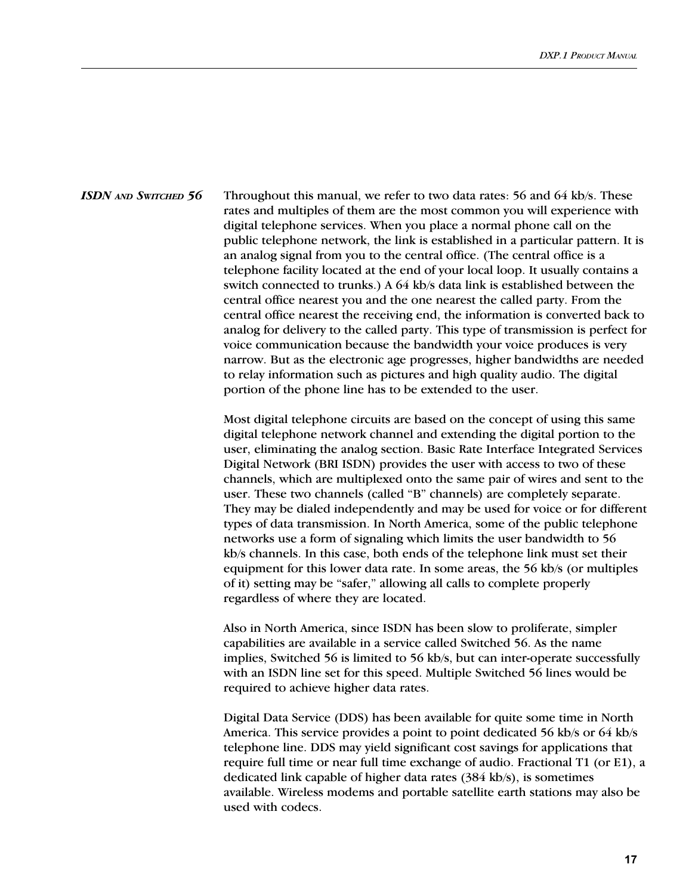## *ISDN and Switched 56*

Throughout this manual, we refer to two data rates: 56 and 64 kb/s. These rates and multiples of them are the most common you will experience with digital telephone services. When you place a normal phone call on the public telephone network, the link is established in a particular pattern. It is an analog signal from you to the central office. (The central office is a telephone facility located at the end of your local loop. It usually contains a switch connected to trunks.) A 64 kb/s data link is established between the central office nearest you and the one nearest the called party. From the central office nearest the receiving end, the information is converted back to analog for delivery to the called party. This type of transmission is perfect for voice communication because the bandwidth your voice produces is very narrow. But as the electronic age progresses, higher bandwidths are needed to relay information such as pictures and high quality audio. The digital portion of the phone line has to be extended to the user.

Most digital telephone circuits are based on the concept of using this same digital telephone network channel and extending the digital portion to the user, eliminating the analog section. Basic Rate Interface Integrated Services Digital Network (BRI ISDN) provides the user with access to two of these channels, which are multiplexed onto the same pair of wires and sent to the user. These two channels (called "B" channels) are completely separate. They may be dialed independently and may be used for voice or for different types of data transmission. In North America, some of the public telephone networks use a form of signaling which limits the user bandwidth to 56 kb/s channels. In this case, both ends of the telephone link must set their equipment for this lower data rate. In some areas, the 56 kb/s (or multiples of it) setting may be "safer," allowing all calls to complete properly regardless of where they are located.

Also in North America, since ISDN has been slow to proliferate, simpler capabilities are available in a service called Switched 56. As the name implies, Switched 56 is limited to 56 kb/s, but can inter-operate successfully with an ISDN line set for this speed. Multiple Switched 56 lines would be required to achieve higher data rates.

Digital Data Service (DDS) has been available for quite some time in North America. This service provides a point to point dedicated 56 kb/s or 64 kb/s telephone line. DDS may yield significant cost savings for applications that require full time or near full time exchange of audio. Fractional T1 (or E1), a dedicated link capable of higher data rates (384 kb/s), is sometimes available. Wireless modems and portable satellite earth stations may also be used with codecs.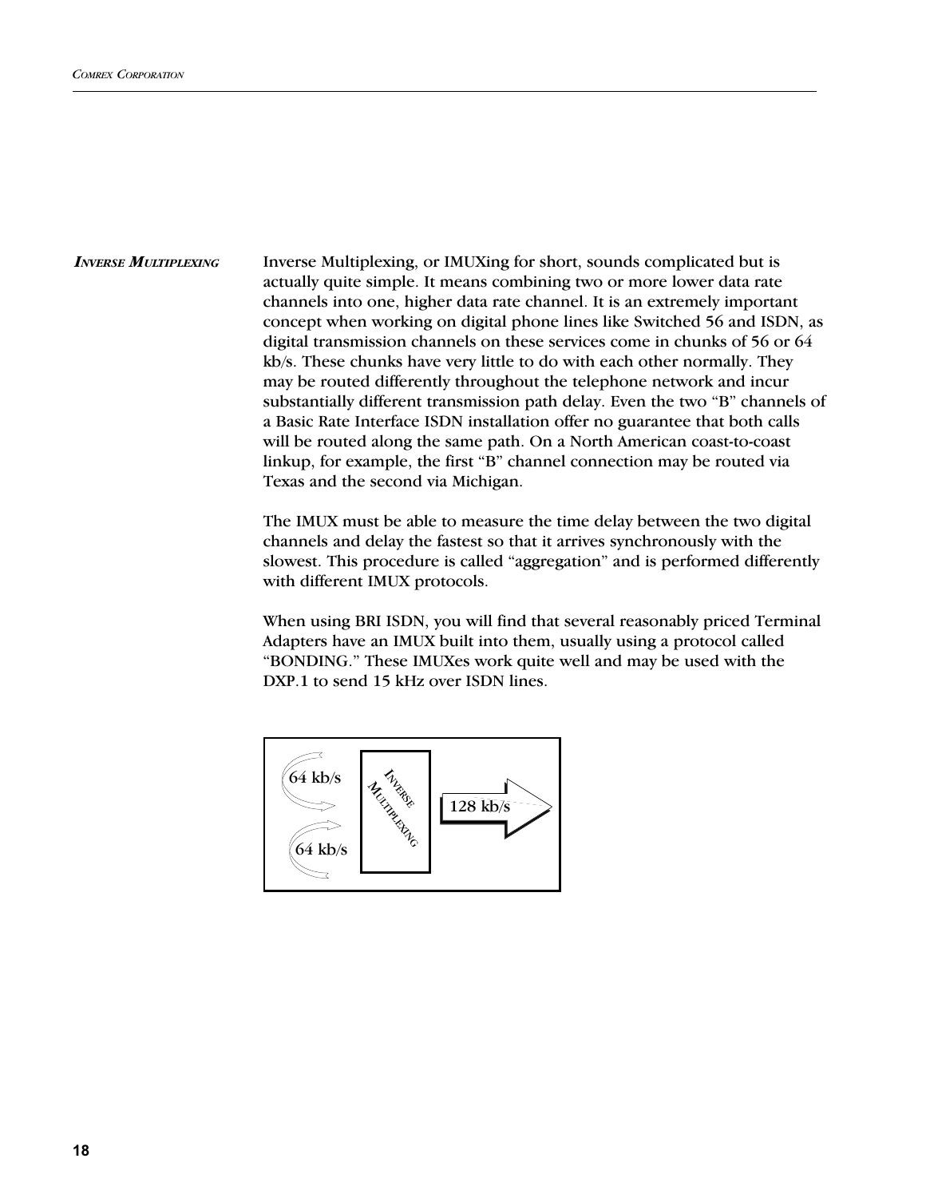## *Inverse Multiplexing*

Inverse Multiplexing, or IMUXing for short, sounds complicated but is actually quite simple. It means combining two or more lower data rate channels into one, higher data rate channel. It is an extremely important concept when working on digital phone lines like Switched 56 and ISDN, as digital transmission channels on these services come in chunks of 56 or 64 kb/s. These chunks have very little to do with each other normally. They may be routed differently throughout the telephone network and incur substantially different transmission path delay. Even the two "B" channels of a Basic Rate Interface ISDN installation offer no guarantee that both calls will be routed along the same path. On a North American coast-to-coast linkup, for example, the first "B" channel connection may be routed via Texas and the second via Michigan.

The IMUX must be able to measure the time delay between the two digital channels and delay the fastest so that it arrives synchronously with the slowest. This procedure is called "aggregation" and is performed differently with different IMUX protocols.

When using BRI ISDN, you will find that several reasonably priced Terminal Adapters have an IMUX built into them, usually using a protocol called "BONDING." These IMUXes work quite well and may be used with the DXP.1 to send 15 kHz over ISDN lines.

64 kb/s

64 kb/s

INVERSE MULTIPLEXING

128 kb/s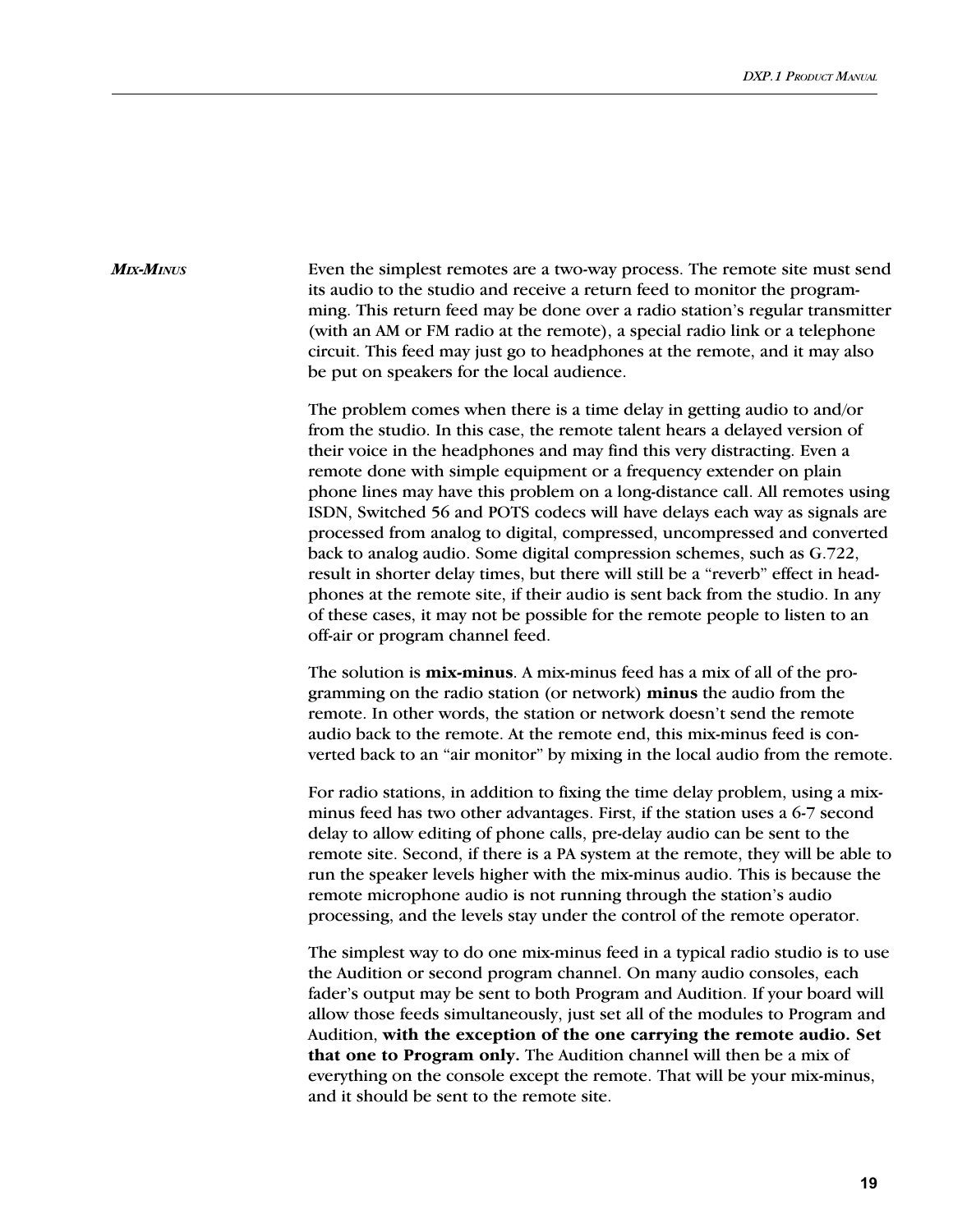### *Mix-Minus*

Even the simplest remotes are a two-way process. The remote site must send its audio to the studio and receive a return feed to monitor the programming. This return feed may be done over a radio station's regular transmitter (with an AM or FM radio at the remote), a special radio link or a telephone circuit. This feed may just go to headphones at the remote, and it may also be put on speakers for the local audience.

The problem comes when there is a time delay in getting audio to and/or from the studio. In this case, the remote talent hears a delayed version of their voice in the headphones and may find this very distracting. Even a remote done with simple equipment or a frequency extender on plain phone lines may have this problem on a long-distance call. All remotes using ISDN, Switched 56 and POTS codecs will have delays each way as signals are processed from analog to digital, compressed, uncompressed and converted back to analog audio. Some digital compression schemes, such as G.722, result in shorter delay times, but there will still be a "reverb" effect in headphones at the remote site, if their audio is sent back from the studio. In any of these cases, it may not be possible for the remote people to listen to an off-air or program channel feed.

The solution is **mix-minus**. A mix-minus feed has a mix of all of the programming on the radio station (or network) **minus** the audio from the remote. In other words, the station or network doesn't send the remote audio back to the remote. At the remote end, this mix-minus feed is converted back to an "air monitor" by mixing in the local audio from the remote.

For radio stations, in addition to fixing the time delay problem, using a mix-minus feed has two other advantages. First, if the station uses a 6-7 second delay to allow editing of phone calls, pre-delay audio can be sent to the remote site. Second, if there is a PA system at the remote, they will be able to run the speaker levels higher with the mix-minus audio. This is because the remote microphone audio is not running through the station's audio processing, and the levels stay under the control of the remote operator.

The simplest way to do one mix-minus feed in a typical radio studio is to use the Audition or second program channel. On many audio consoles, each fader's output may be sent to both Program and Audition. If your board will allow those feeds simultaneously, just set all of the modules to Program and Audition, **with the exception of the one carrying the remote audio. Set that one to Program only.** The Audition channel will then be a mix of everything on the console except the remote. That will be your mix-minus, and it should be sent to the remote site.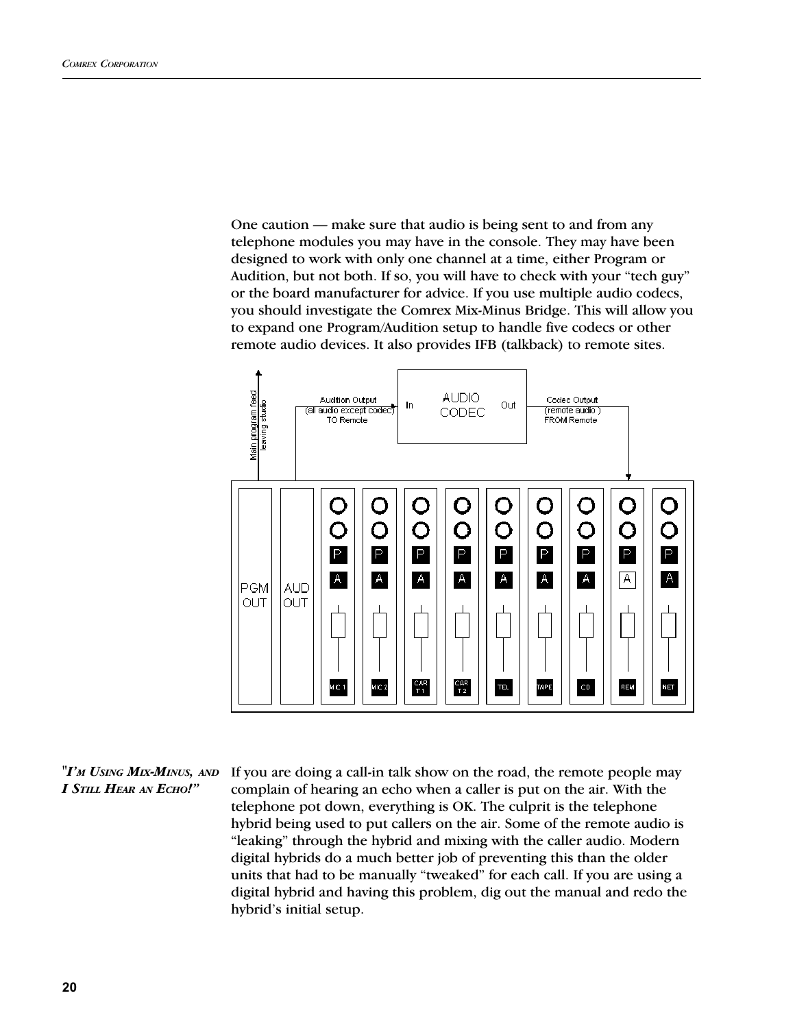One caution — make sure that audio is being sent to and from any telephone modules you may have in the console. They may have been designed to work with only one channel at a time, either Program or Audition, but not both. If so, you will have to check with your “tech guy” or the board manufacturer for advice. If you use multiple audio codecs, you should investigate the Comrex Mix-Minus Bridge. This will allow you to expand one Program/Audition setup to handle five codecs or other remote audio devices. It also provides IFB (talkback) to remote sites.

Main program feed leaving studio

Audition Output (all audio except codec) TO Remote

In AUDIO CODEC Out

Codec Output (remote audio) FROM Remote

PGM OUT | AUD OUT | MIC 1 | MIC 2 | CART 1 | CART 2 | TEL | TAPE | CD | REM | NET

### "*I'm Using Mix-Minus, and I Still Hear an Echo!*"

If you are doing a call-in talk show on the road, the remote people may complain of hearing an echo when a caller is put on the air. With the telephone pot down, everything is OK. The culprit is the telephone hybrid being used to put callers on the air. Some of the remote audio is “leaking” through the hybrid and mixing with the caller audio. Modern digital hybrids do a much better job of preventing this than the older units that had to be manually “tweaked” for each call. If you are using a digital hybrid and having this problem, dig out the manual and redo the hybrid’s initial setup.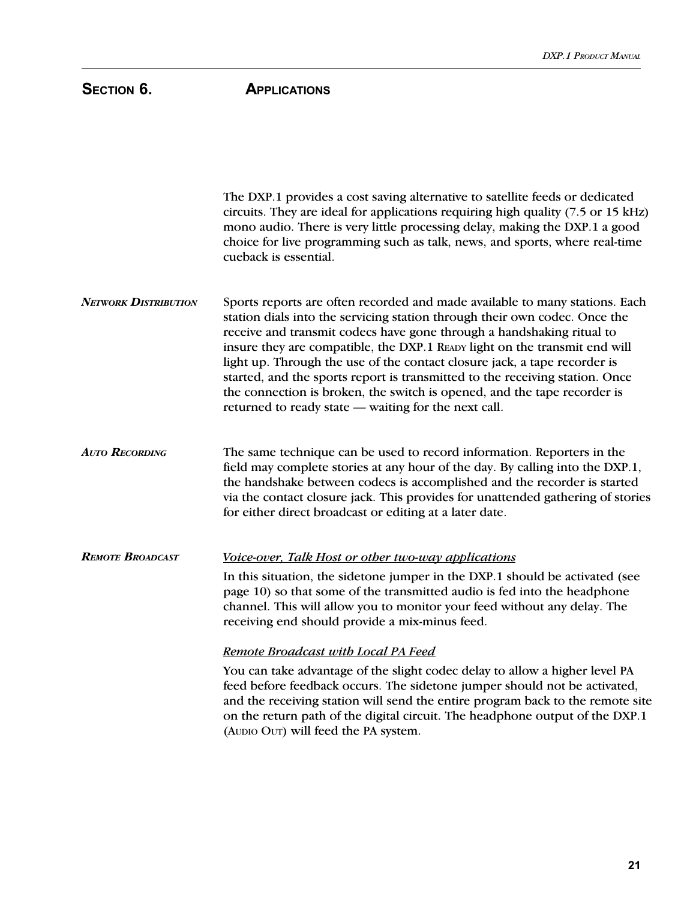# Section 6. Applications

The DXP.1 provides a cost saving alternative to satellite feeds or dedicated circuits. They are ideal for applications requiring high quality (7.5 or 15 kHz) mono audio. There is very little processing delay, making the DXP.1 a good choice for live programming such as talk, news, and sports, where real-time cueback is essential.

### *Network Distribution*

Sports reports are often recorded and made available to many stations. Each station dials into the servicing station through their own codec. Once the receive and transmit codecs have gone through a handshaking ritual to insure they are compatible, the DXP.1 READY light on the transmit end will light up. Through the use of the contact closure jack, a tape recorder is started, and the sports report is transmitted to the receiving station. Once the connection is broken, the switch is opened, and the tape recorder is returned to ready state — waiting for the next call.

### *Auto Recording*

The same technique can be used to record information. Reporters in the field may complete stories at any hour of the day. By calling into the DXP.1, the handshake between codecs is accomplished and the recorder is started via the contact closure jack. This provides for unattended gathering of stories for either direct broadcast or editing at a later date.

### *Remote Broadcast*

*Voice-over, Talk Host or other two-way applications*

In this situation, the sidetone jumper in the DXP.1 should be activated (see page 10) so that some of the transmitted audio is fed into the headphone channel. This will allow you to monitor your feed without any delay. The receiving end should provide a mix-minus feed.

*Remote Broadcast with Local PA Feed*

You can take advantage of the slight codec delay to allow a higher level PA feed before feedback occurs. The sidetone jumper should not be activated, and the receiving station will send the entire program back to the remote site on the return path of the digital circuit. The headphone output of the DXP.1 (AUDIO OUT) will feed the PA system.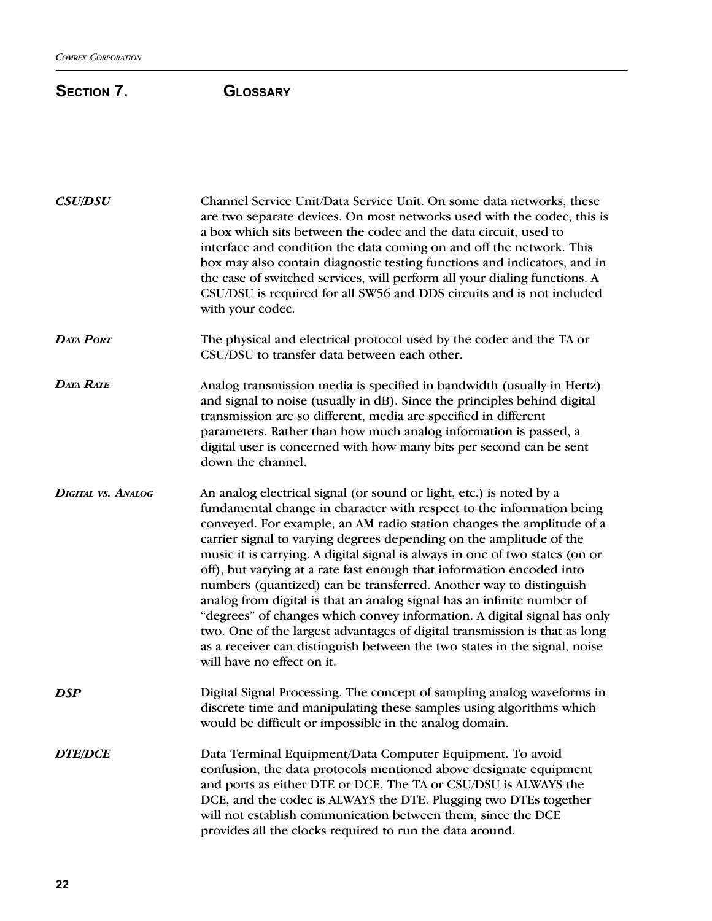## Section 7. Glossary

***CSU/DSU*** Channel Service Unit/Data Service Unit. On some data networks, these are two separate devices. On most networks used with the codec, this is a box which sits between the codec and the data circuit, used to interface and condition the data coming on and off the network. This box may also contain diagnostic testing functions and indicators, and in the case of switched services, will perform all your dialing functions. A CSU/DSU is required for all SW56 and DDS circuits and is not included with your codec.

***Data Port*** The physical and electrical protocol used by the codec and the TA or CSU/DSU to transfer data between each other.

***Data Rate*** Analog transmission media is specified in bandwidth (usually in Hertz) and signal to noise (usually in dB). Since the principles behind digital transmission are so different, media are specified in different parameters. Rather than how much analog information is passed, a digital user is concerned with how many bits per second can be sent down the channel.

***Digital vs. Analog*** An analog electrical signal (or sound or light, etc.) is noted by a fundamental change in character with respect to the information being conveyed. For example, an AM radio station changes the amplitude of a carrier signal to varying degrees depending on the amplitude of the music it is carrying. A digital signal is always in one of two states (on or off), but varying at a rate fast enough that information encoded into numbers (quantized) can be transferred. Another way to distinguish analog from digital is that an analog signal has an infinite number of "degrees" of changes which convey information. A digital signal has only two. One of the largest advantages of digital transmission is that as long as a receiver can distinguish between the two states in the signal, noise will have no effect on it.

***DSP*** Digital Signal Processing. The concept of sampling analog waveforms in discrete time and manipulating these samples using algorithms which would be difficult or impossible in the analog domain.

***DTE/DCE*** Data Terminal Equipment/Data Computer Equipment. To avoid confusion, the data protocols mentioned above designate equipment and ports as either DTE or DCE. The TA or CSU/DSU is ALWAYS the DCE, and the codec is ALWAYS the DTE. Plugging two DTEs together will not establish communication between them, since the DCE provides all the clocks required to run the data around.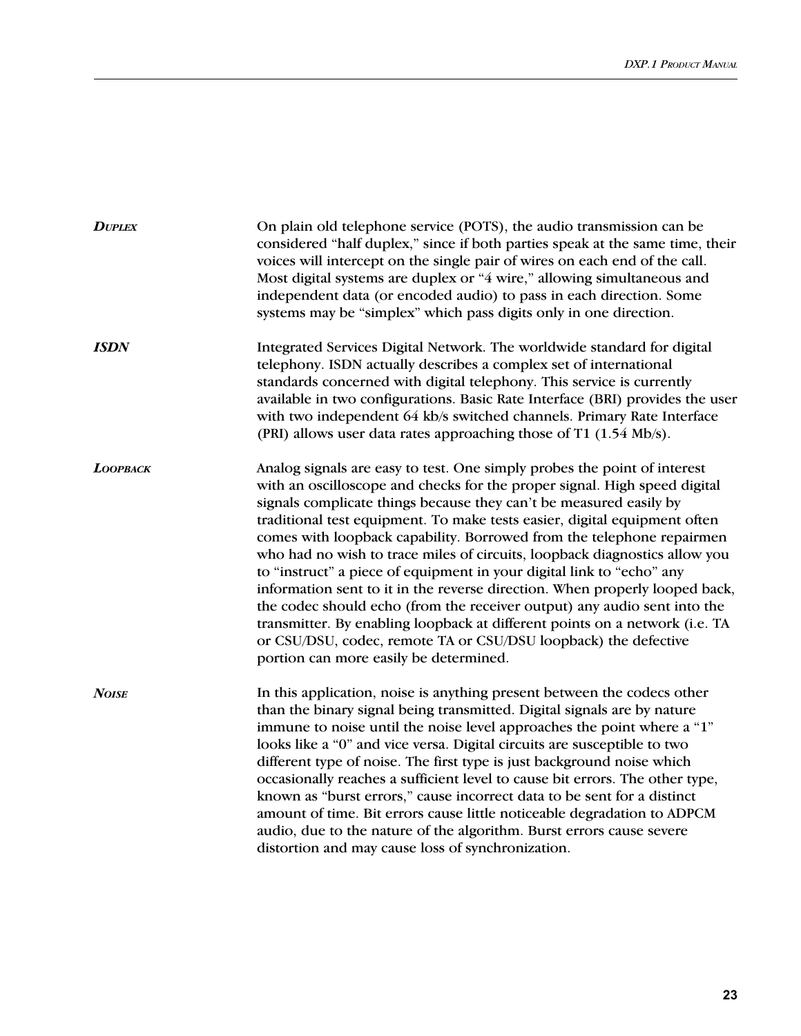***Duplex***

On plain old telephone service (POTS), the audio transmission can be considered "half duplex," since if both parties speak at the same time, their voices will intercept on the single pair of wires on each end of the call. Most digital systems are duplex or "4 wire," allowing simultaneous and independent data (or encoded audio) to pass in each direction. Some systems may be "simplex" which pass digits only in one direction.

***ISDN***

Integrated Services Digital Network. The worldwide standard for digital telephony. ISDN actually describes a complex set of international standards concerned with digital telephony. This service is currently available in two configurations. Basic Rate Interface (BRI) provides the user with two independent 64 kb/s switched channels. Primary Rate Interface (PRI) allows user data rates approaching those of T1 (1.54 Mb/s).

***Loopback***

Analog signals are easy to test. One simply probes the point of interest with an oscilloscope and checks for the proper signal. High speed digital signals complicate things because they can't be measured easily by traditional test equipment. To make tests easier, digital equipment often comes with loopback capability. Borrowed from the telephone repairmen who had no wish to trace miles of circuits, loopback diagnostics allow you to "instruct" a piece of equipment in your digital link to "echo" any information sent to it in the reverse direction. When properly looped back, the codec should echo (from the receiver output) any audio sent into the transmitter. By enabling loopback at different points on a network (i.e. TA or CSU/DSU, codec, remote TA or CSU/DSU loopback) the defective portion can more easily be determined.

***Noise***

In this application, noise is anything present between the codecs other than the binary signal being transmitted. Digital signals are by nature immune to noise until the noise level approaches the point where a "1" looks like a "0" and vice versa. Digital circuits are susceptible to two different type of noise. The first type is just background noise which occasionally reaches a sufficient level to cause bit errors. The other type, known as "burst errors," cause incorrect data to be sent for a distinct amount of time. Bit errors cause little noticeable degradation to ADPCM audio, due to the nature of the algorithm. Burst errors cause severe distortion and may cause loss of synchronization.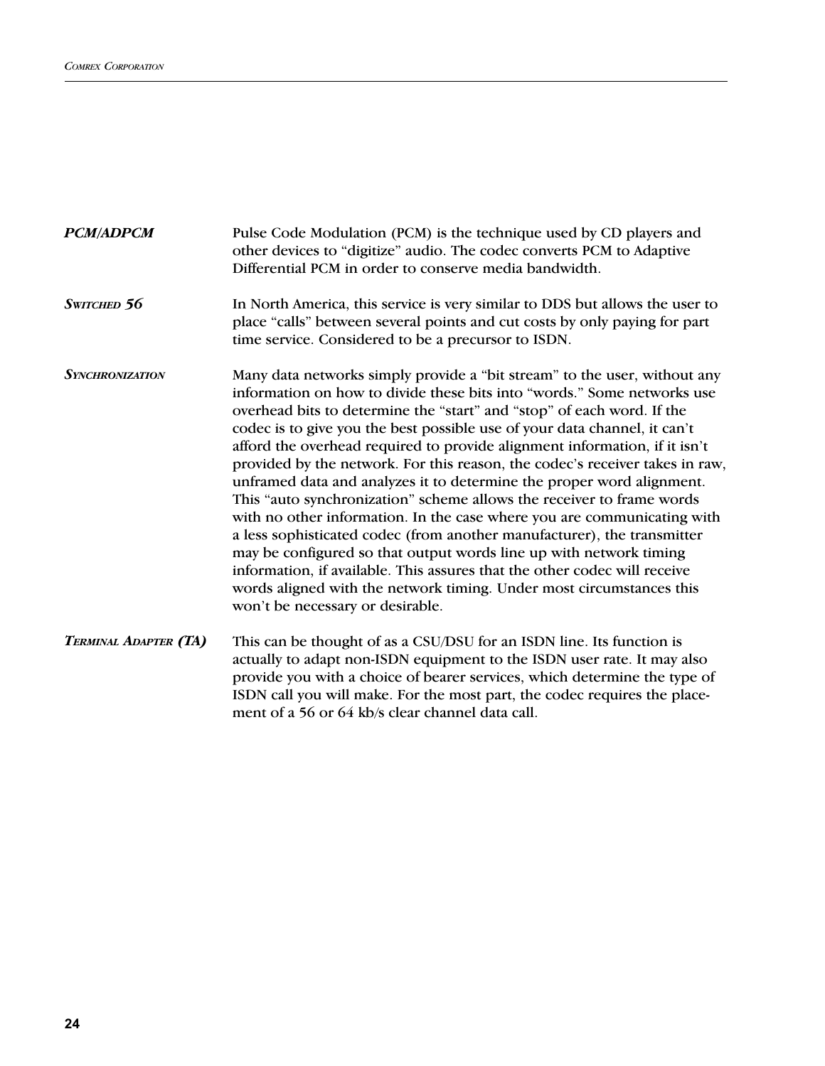***PCM/ADPCM***

Pulse Code Modulation (PCM) is the technique used by CD players and other devices to "digitize" audio. The codec converts PCM to Adaptive Differential PCM in order to conserve media bandwidth.

***SWITCHED 56***

In North America, this service is very similar to DDS but allows the user to place "calls" between several points and cut costs by only paying for part time service. Considered to be a precursor to ISDN.

***SYNCHRONIZATION***

Many data networks simply provide a "bit stream" to the user, without any information on how to divide these bits into "words." Some networks use overhead bits to determine the "start" and "stop" of each word. If the codec is to give you the best possible use of your data channel, it can't afford the overhead required to provide alignment information, if it isn't provided by the network. For this reason, the codec's receiver takes in raw, unframed data and analyzes it to determine the proper word alignment. This "auto synchronization" scheme allows the receiver to frame words with no other information. In the case where you are communicating with a less sophisticated codec (from another manufacturer), the transmitter may be configured so that output words line up with network timing information, if available. This assures that the other codec will receive words aligned with the network timing. Under most circumstances this won't be necessary or desirable.

***TERMINAL ADAPTER (TA)***

This can be thought of as a CSU/DSU for an ISDN line. Its function is actually to adapt non-ISDN equipment to the ISDN user rate. It may also provide you with a choice of bearer services, which determine the type of ISDN call you will make. For the most part, the codec requires the placement of a 56 or 64 kb/s clear channel data call.